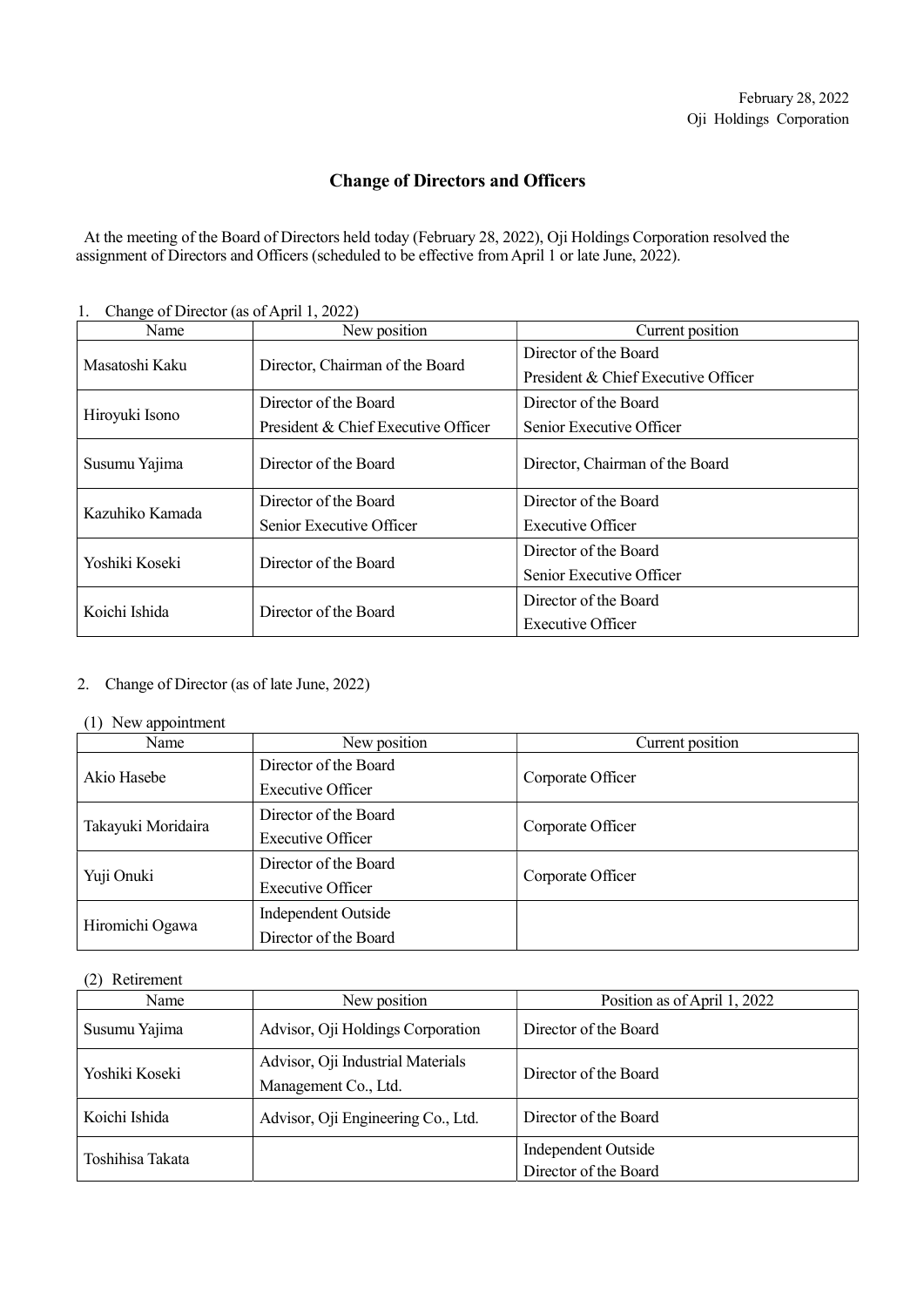February 28, 2022
Oji Holdings Corporation

# Change of Directors and Officers

At the meeting of the Board of Directors held today (February 28, 2022), Oji Holdings Corporation resolved the assignment of Directors and Officers (scheduled to be effective from April 1 or late June, 2022).

1. Change of Director (as of April 1, 2022)

| Name | New position | Current position |
|---|---|---|
| Masatoshi Kaku | Director, Chairman of the Board | Director of the Board<br>President & Chief Executive Officer |
| Hiroyuki Isono | Director of the Board<br>President & Chief Executive Officer | Director of the Board<br>Senior Executive Officer |
| Susumu Yajima | Director of the Board | Director, Chairman of the Board |
| Kazuhiko Kamada | Director of the Board<br>Senior Executive Officer | Director of the Board<br>Executive Officer |
| Yoshiki Koseki | Director of the Board | Director of the Board<br>Senior Executive Officer |
| Koichi Ishida | Director of the Board | Director of the Board<br>Executive Officer |

2. Change of Director (as of late June, 2022)

(1) New appointment

| Name | New position | Current position |
|---|---|---|
| Akio Hasebe | Director of the Board<br>Executive Officer | Corporate Officer |
| Takayuki Moridaira | Director of the Board<br>Executive Officer | Corporate Officer |
| Yuji Onuki | Director of the Board<br>Executive Officer | Corporate Officer |
| Hiromichi Ogawa | Independent Outside<br>Director of the Board | |

(2) Retirement

| Name | New position | Position as of April 1, 2022 |
|---|---|---|
| Susumu Yajima | Advisor, Oji Holdings Corporation | Director of the Board |
| Yoshiki Koseki | Advisor, Oji Industrial Materials Management Co., Ltd. | Director of the Board |
| Koichi Ishida | Advisor, Oji Engineering Co., Ltd. | Director of the Board |
| Toshihisa Takata | | Independent Outside<br>Director of the Board |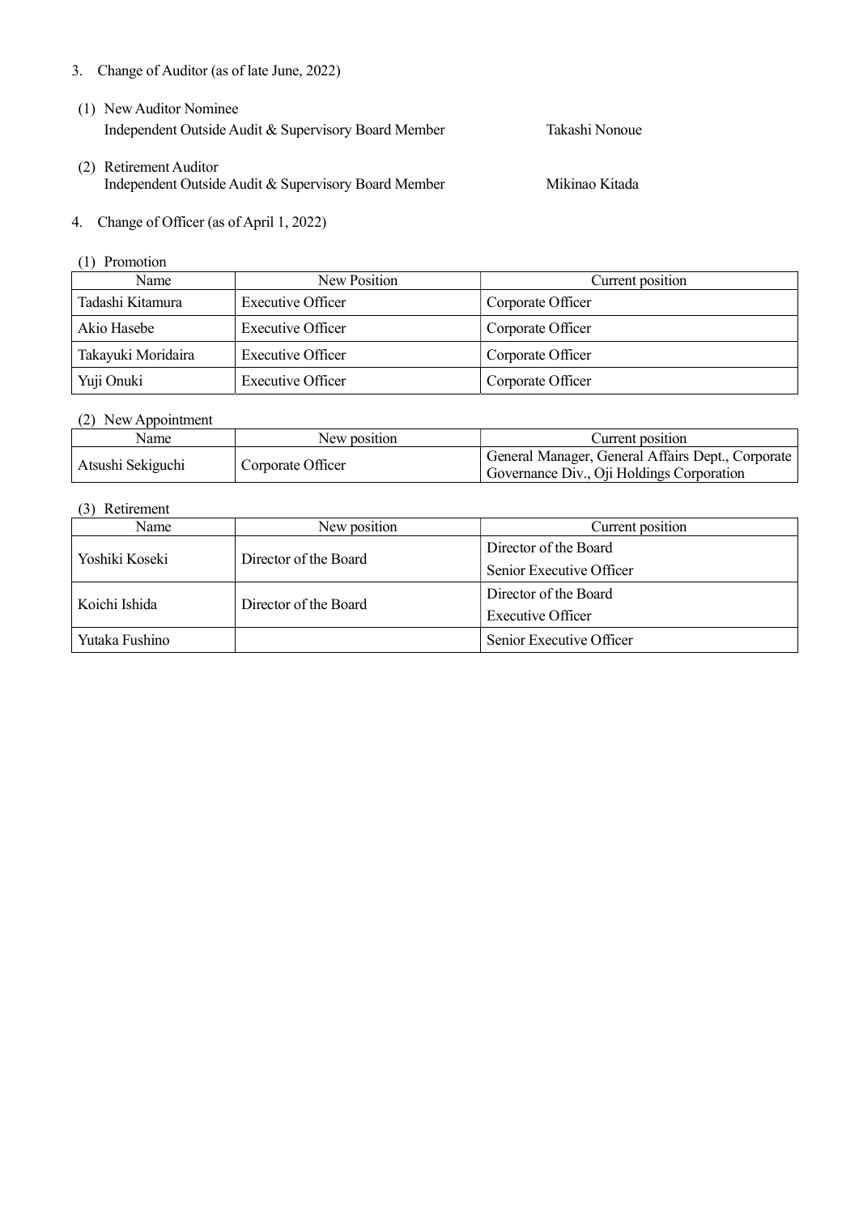3. Change of Auditor (as of late June, 2022)

(1) New Auditor Nominee
Independent Outside Audit & Supervisory Board Member — Takashi Nonoue

(2) Retirement Auditor
Independent Outside Audit & Supervisory Board Member — Mikinao Kitada

4. Change of Officer (as of April 1, 2022)

(1) Promotion

| Name | New Position | Current position |
|---|---|---|
| Tadashi Kitamura | Executive Officer | Corporate Officer |
| Akio Hasebe | Executive Officer | Corporate Officer |
| Takayuki Moridaira | Executive Officer | Corporate Officer |
| Yuji Onuki | Executive Officer | Corporate Officer |

(2) New Appointment

| Name | New position | Current position |
|---|---|---|
| Atsushi Sekiguchi | Corporate Officer | General Manager, General Affairs Dept., Corporate Governance Div., Oji Holdings Corporation |

(3) Retirement

| Name | New position | Current position |
|---|---|---|
| Yoshiki Koseki | Director of the Board | Director of the Board<br>Senior Executive Officer |
| Koichi Ishida | Director of the Board | Director of the Board<br>Executive Officer |
| Yutaka Fushino | | Senior Executive Officer |